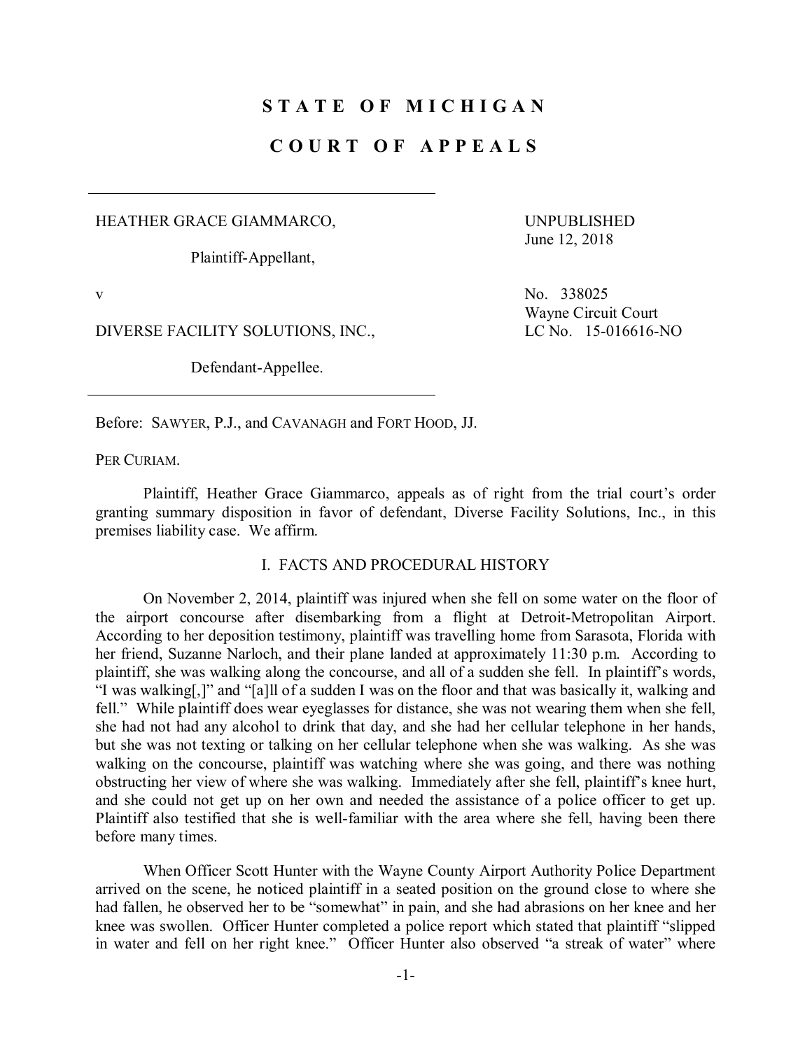# STATE OF MICHIGAN

# COURT OF APPEALS

HEATHER GRACE GIAMMARCO,

Plaintiff-Appellant,

v

DIVERSE FACILITY SOLUTIONS, INC.,

Defendant-Appellee.

UNPUBLISHED
June 12, 2018

No. 338025
Wayne Circuit Court
LC No. 15-016616-NO

Before: SAWYER, P.J., and CAVANAGH and FORT HOOD, JJ.

PER CURIAM.

Plaintiff, Heather Grace Giammarco, appeals as of right from the trial court's order granting summary disposition in favor of defendant, Diverse Facility Solutions, Inc., in this premises liability case. We affirm.

## I. FACTS AND PROCEDURAL HISTORY

On November 2, 2014, plaintiff was injured when she fell on some water on the floor of the airport concourse after disembarking from a flight at Detroit-Metropolitan Airport. According to her deposition testimony, plaintiff was travelling home from Sarasota, Florida with her friend, Suzanne Narloch, and their plane landed at approximately 11:30 p.m. According to plaintiff, she was walking along the concourse, and all of a sudden she fell. In plaintiff's words, "I was walking[,]" and "[a]ll of a sudden I was on the floor and that was basically it, walking and fell." While plaintiff does wear eyeglasses for distance, she was not wearing them when she fell, she had not had any alcohol to drink that day, and she had her cellular telephone in her hands, but she was not texting or talking on her cellular telephone when she was walking. As she was walking on the concourse, plaintiff was watching where she was going, and there was nothing obstructing her view of where she was walking. Immediately after she fell, plaintiff's knee hurt, and she could not get up on her own and needed the assistance of a police officer to get up. Plaintiff also testified that she is well-familiar with the area where she fell, having been there before many times.

When Officer Scott Hunter with the Wayne County Airport Authority Police Department arrived on the scene, he noticed plaintiff in a seated position on the ground close to where she had fallen, he observed her to be "somewhat" in pain, and she had abrasions on her knee and her knee was swollen. Officer Hunter completed a police report which stated that plaintiff "slipped in water and fell on her right knee." Officer Hunter also observed "a streak of water" where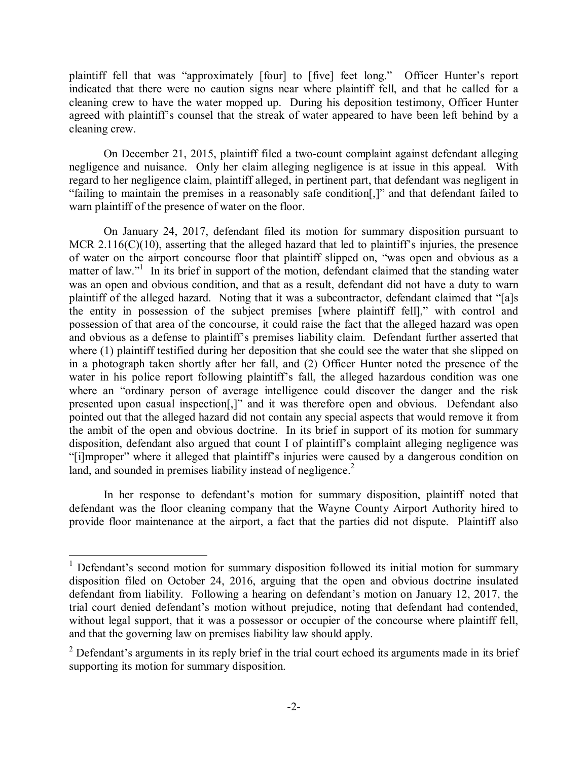plaintiff fell that was "approximately [four] to [five] feet long." Officer Hunter's report indicated that there were no caution signs near where plaintiff fell, and that he called for a cleaning crew to have the water mopped up. During his deposition testimony, Officer Hunter agreed with plaintiff's counsel that the streak of water appeared to have been left behind by a cleaning crew.

On December 21, 2015, plaintiff filed a two-count complaint against defendant alleging negligence and nuisance. Only her claim alleging negligence is at issue in this appeal. With regard to her negligence claim, plaintiff alleged, in pertinent part, that defendant was negligent in "failing to maintain the premises in a reasonably safe condition[,]" and that defendant failed to warn plaintiff of the presence of water on the floor.

On January 24, 2017, defendant filed its motion for summary disposition pursuant to MCR 2.116(C)(10), asserting that the alleged hazard that led to plaintiff's injuries, the presence of water on the airport concourse floor that plaintiff slipped on, "was open and obvious as a matter of law."[1] In its brief in support of the motion, defendant claimed that the standing water was an open and obvious condition, and that as a result, defendant did not have a duty to warn plaintiff of the alleged hazard. Noting that it was a subcontractor, defendant claimed that "[a]s the entity in possession of the subject premises [where plaintiff fell]," with control and possession of that area of the concourse, it could raise the fact that the alleged hazard was open and obvious as a defense to plaintiff's premises liability claim. Defendant further asserted that where (1) plaintiff testified during her deposition that she could see the water that she slipped on in a photograph taken shortly after her fall, and (2) Officer Hunter noted the presence of the water in his police report following plaintiff's fall, the alleged hazardous condition was one where an "ordinary person of average intelligence could discover the danger and the risk presented upon casual inspection[,]" and it was therefore open and obvious. Defendant also pointed out that the alleged hazard did not contain any special aspects that would remove it from the ambit of the open and obvious doctrine. In its brief in support of its motion for summary disposition, defendant also argued that count I of plaintiff's complaint alleging negligence was "[i]mproper" where it alleged that plaintiff's injuries were caused by a dangerous condition on land, and sounded in premises liability instead of negligence.[2]

In her response to defendant's motion for summary disposition, plaintiff noted that defendant was the floor cleaning company that the Wayne County Airport Authority hired to provide floor maintenance at the airport, a fact that the parties did not dispute. Plaintiff also

---

[1] Defendant's second motion for summary disposition followed its initial motion for summary disposition filed on October 24, 2016, arguing that the open and obvious doctrine insulated defendant from liability. Following a hearing on defendant's motion on January 12, 2017, the trial court denied defendant's motion without prejudice, noting that defendant had contended, without legal support, that it was a possessor or occupier of the concourse where plaintiff fell, and that the governing law on premises liability law should apply.

[2] Defendant's arguments in its reply brief in the trial court echoed its arguments made in its brief supporting its motion for summary disposition.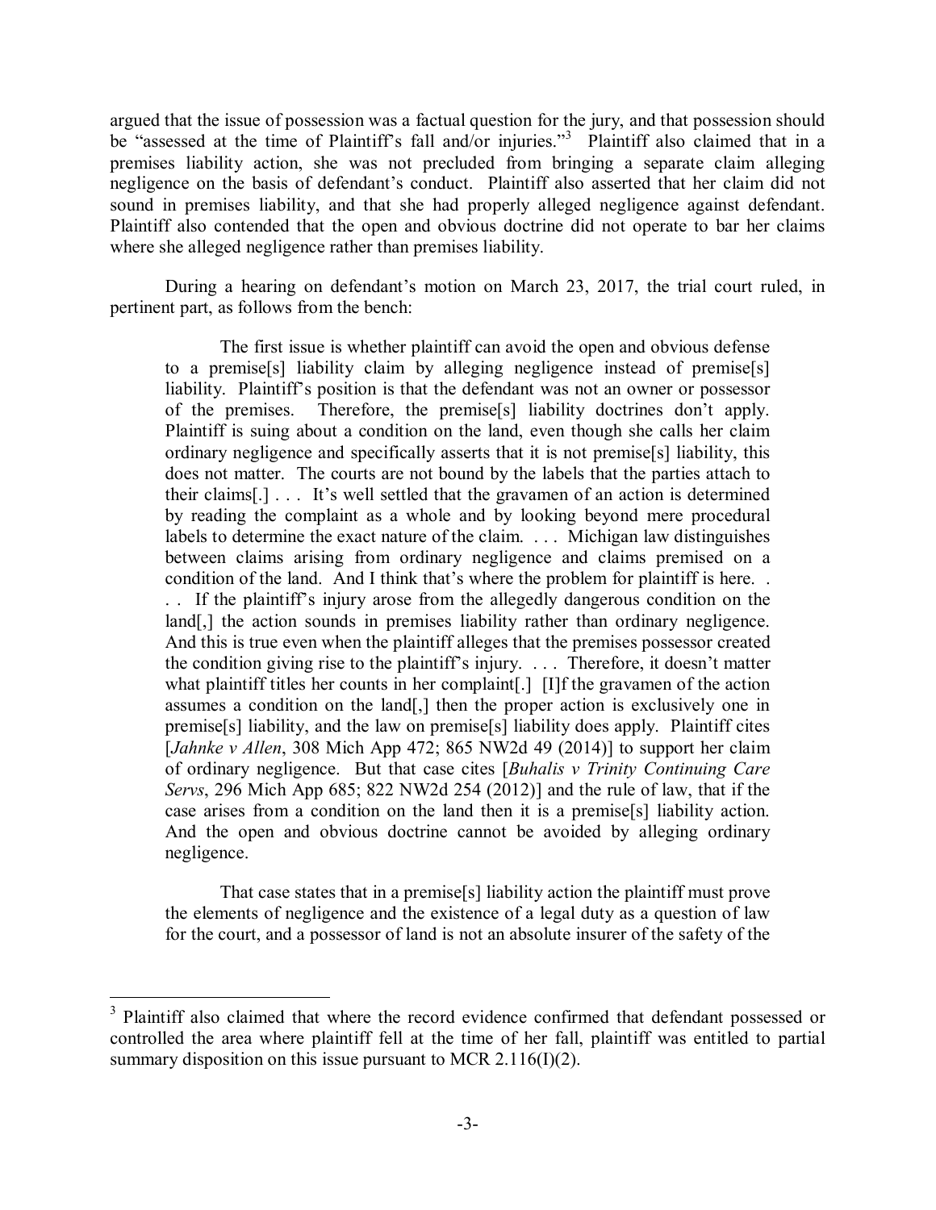argued that the issue of possession was a factual question for the jury, and that possession should be "assessed at the time of Plaintiff's fall and/or injuries."[3] Plaintiff also claimed that in a premises liability action, she was not precluded from bringing a separate claim alleging negligence on the basis of defendant's conduct. Plaintiff also asserted that her claim did not sound in premises liability, and that she had properly alleged negligence against defendant. Plaintiff also contended that the open and obvious doctrine did not operate to bar her claims where she alleged negligence rather than premises liability.

During a hearing on defendant's motion on March 23, 2017, the trial court ruled, in pertinent part, as follows from the bench:

> The first issue is whether plaintiff can avoid the open and obvious defense to a premise[s] liability claim by alleging negligence instead of premise[s] liability. Plaintiff's position is that the defendant was not an owner or possessor of the premises. Therefore, the premise[s] liability doctrines don't apply. Plaintiff is suing about a condition on the land, even though she calls her claim ordinary negligence and specifically asserts that it is not premise[s] liability, this does not matter. The courts are not bound by the labels that the parties attach to their claims[.] . . . It's well settled that the gravamen of an action is determined by reading the complaint as a whole and by looking beyond mere procedural labels to determine the exact nature of the claim. . . . Michigan law distinguishes between claims arising from ordinary negligence and claims premised on a condition of the land. And I think that's where the problem for plaintiff is here. . . . If the plaintiff's injury arose from the allegedly dangerous condition on the land[,] the action sounds in premises liability rather than ordinary negligence. And this is true even when the plaintiff alleges that the premises possessor created the condition giving rise to the plaintiff's injury. . . . Therefore, it doesn't matter what plaintiff titles her counts in her complaint[.] [I]f the gravamen of the action assumes a condition on the land[,] then the proper action is exclusively one in premise[s] liability, and the law on premise[s] liability does apply. Plaintiff cites [*Jahnke v Allen*, 308 Mich App 472; 865 NW2d 49 (2014)] to support her claim of ordinary negligence. But that case cites [*Buhalis v Trinity Continuing Care Servs*, 296 Mich App 685; 822 NW2d 254 (2012)] and the rule of law, that if the case arises from a condition on the land then it is a premise[s] liability action. And the open and obvious doctrine cannot be avoided by alleging ordinary negligence.
>
> That case states that in a premise[s] liability action the plaintiff must prove the elements of negligence and the existence of a legal duty as a question of law for the court, and a possessor of land is not an absolute insurer of the safety of the

---

[3] Plaintiff also claimed that where the record evidence confirmed that defendant possessed or controlled the area where plaintiff fell at the time of her fall, plaintiff was entitled to partial summary disposition on this issue pursuant to MCR 2.116(I)(2).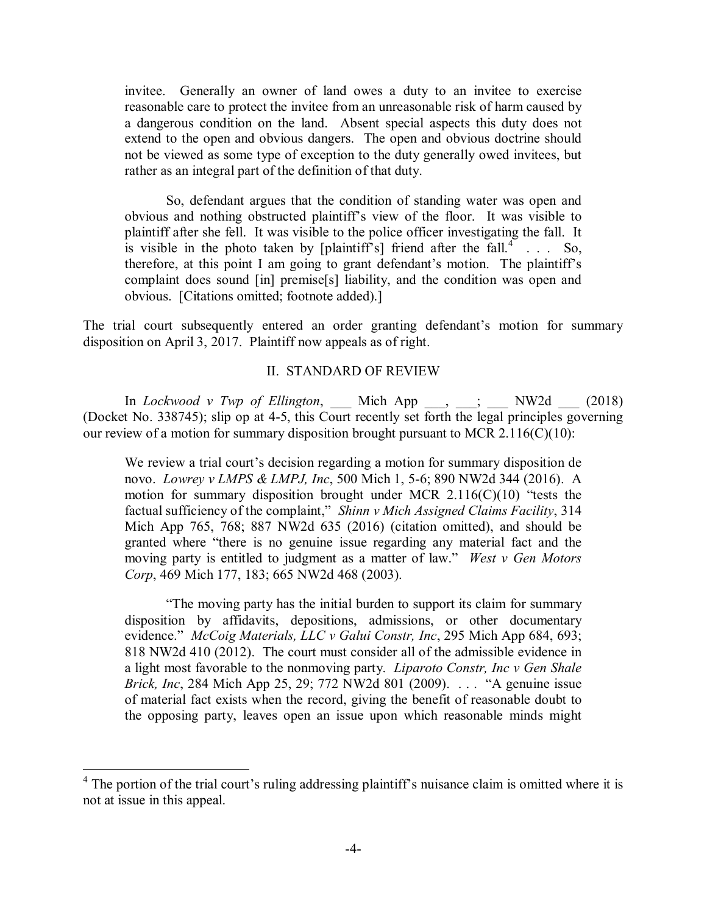> invitee. Generally an owner of land owes a duty to an invitee to exercise reasonable care to protect the invitee from an unreasonable risk of harm caused by a dangerous condition on the land. Absent special aspects this duty does not extend to the open and obvious dangers. The open and obvious doctrine should not be viewed as some type of exception to the duty generally owed invitees, but rather as an integral part of the definition of that duty.
>
> So, defendant argues that the condition of standing water was open and obvious and nothing obstructed plaintiff's view of the floor. It was visible to plaintiff after she fell. It was visible to the police officer investigating the fall. It is visible in the photo taken by [plaintiff's] friend after the fall.[4] . . . So, therefore, at this point I am going to grant defendant's motion. The plaintiff's complaint does sound [in] premise[s] liability, and the condition was open and obvious. [Citations omitted; footnote added).]

The trial court subsequently entered an order granting defendant's motion for summary disposition on April 3, 2017. Plaintiff now appeals as of right.

## II. STANDARD OF REVIEW

In *Lockwood v Twp of Ellington*, ___ Mich App ___, ___; ___ NW2d ___ (2018) (Docket No. 338745); slip op at 4-5, this Court recently set forth the legal principles governing our review of a motion for summary disposition brought pursuant to MCR 2.116(C)(10):

> We review a trial court's decision regarding a motion for summary disposition de novo. *Lowrey v LMPS & LMPJ, Inc*, 500 Mich 1, 5-6; 890 NW2d 344 (2016). A motion for summary disposition brought under MCR 2.116(C)(10) "tests the factual sufficiency of the complaint," *Shinn v Mich Assigned Claims Facility*, 314 Mich App 765, 768; 887 NW2d 635 (2016) (citation omitted), and should be granted where "there is no genuine issue regarding any material fact and the moving party is entitled to judgment as a matter of law." *West v Gen Motors Corp*, 469 Mich 177, 183; 665 NW2d 468 (2003).
>
> "The moving party has the initial burden to support its claim for summary disposition by affidavits, depositions, admissions, or other documentary evidence." *McCoig Materials, LLC v Galui Constr, Inc*, 295 Mich App 684, 693; 818 NW2d 410 (2012). The court must consider all of the admissible evidence in a light most favorable to the nonmoving party. *Liparoto Constr, Inc v Gen Shale Brick, Inc*, 284 Mich App 25, 29; 772 NW2d 801 (2009). . . . "A genuine issue of material fact exists when the record, giving the benefit of reasonable doubt to the opposing party, leaves open an issue upon which reasonable minds might

[4] The portion of the trial court's ruling addressing plaintiff's nuisance claim is omitted where it is not at issue in this appeal.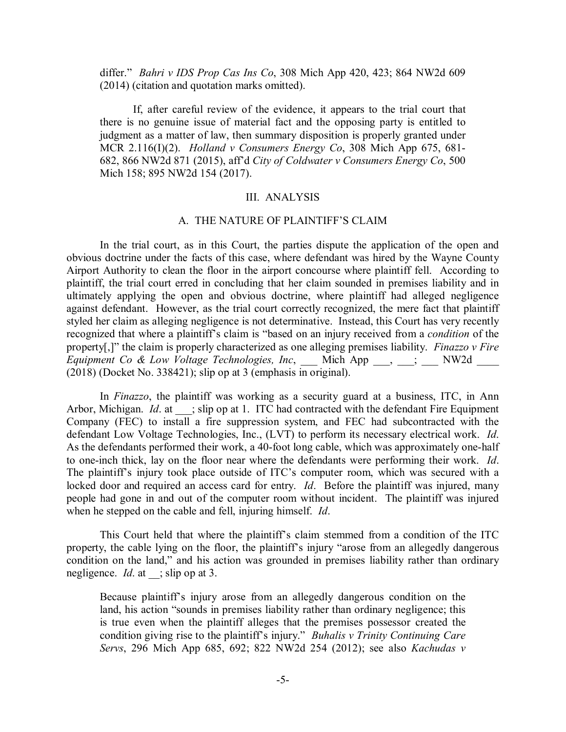differ." *Bahri v IDS Prop Cas Ins Co*, 308 Mich App 420, 423; 864 NW2d 609 (2014) (citation and quotation marks omitted).

If, after careful review of the evidence, it appears to the trial court that there is no genuine issue of material fact and the opposing party is entitled to judgment as a matter of law, then summary disposition is properly granted under MCR 2.116(I)(2). *Holland v Consumers Energy Co*, 308 Mich App 675, 681-682, 866 NW2d 871 (2015), aff'd *City of Coldwater v Consumers Energy Co*, 500 Mich 158; 895 NW2d 154 (2017).

## III. ANALYSIS

### A. THE NATURE OF PLAINTIFF'S CLAIM

In the trial court, as in this Court, the parties dispute the application of the open and obvious doctrine under the facts of this case, where defendant was hired by the Wayne County Airport Authority to clean the floor in the airport concourse where plaintiff fell. According to plaintiff, the trial court erred in concluding that her claim sounded in premises liability and in ultimately applying the open and obvious doctrine, where plaintiff had alleged negligence against defendant. However, as the trial court correctly recognized, the mere fact that plaintiff styled her claim as alleging negligence is not determinative. Instead, this Court has very recently recognized that where a plaintiff's claim is "based on an injury received from a *condition* of the property[,]" the claim is properly characterized as one alleging premises liability. *Finazzo v Fire Equipment Co & Low Voltage Technologies, Inc*, ___ Mich App ___, ___; ___ NW2d ____ (2018) (Docket No. 338421); slip op at 3 (emphasis in original).

In *Finazzo*, the plaintiff was working as a security guard at a business, ITC, in Ann Arbor, Michigan. *Id*. at ___; slip op at 1. ITC had contracted with the defendant Fire Equipment Company (FEC) to install a fire suppression system, and FEC had subcontracted with the defendant Low Voltage Technologies, Inc., (LVT) to perform its necessary electrical work. *Id*. As the defendants performed their work, a 40-foot long cable, which was approximately one-half to one-inch thick, lay on the floor near where the defendants were performing their work. *Id*. The plaintiff's injury took place outside of ITC's computer room, which was secured with a locked door and required an access card for entry. *Id*. Before the plaintiff was injured, many people had gone in and out of the computer room without incident. The plaintiff was injured when he stepped on the cable and fell, injuring himself. *Id*.

This Court held that where the plaintiff's claim stemmed from a condition of the ITC property, the cable lying on the floor, the plaintiff's injury "arose from an allegedly dangerous condition on the land," and his action was grounded in premises liability rather than ordinary negligence. *Id*. at __; slip op at 3.

> Because plaintiff's injury arose from an allegedly dangerous condition on the land, his action "sounds in premises liability rather than ordinary negligence; this is true even when the plaintiff alleges that the premises possessor created the condition giving rise to the plaintiff's injury." *Buhalis v Trinity Continuing Care Servs*, 296 Mich App 685, 692; 822 NW2d 254 (2012); see also *Kachudas v*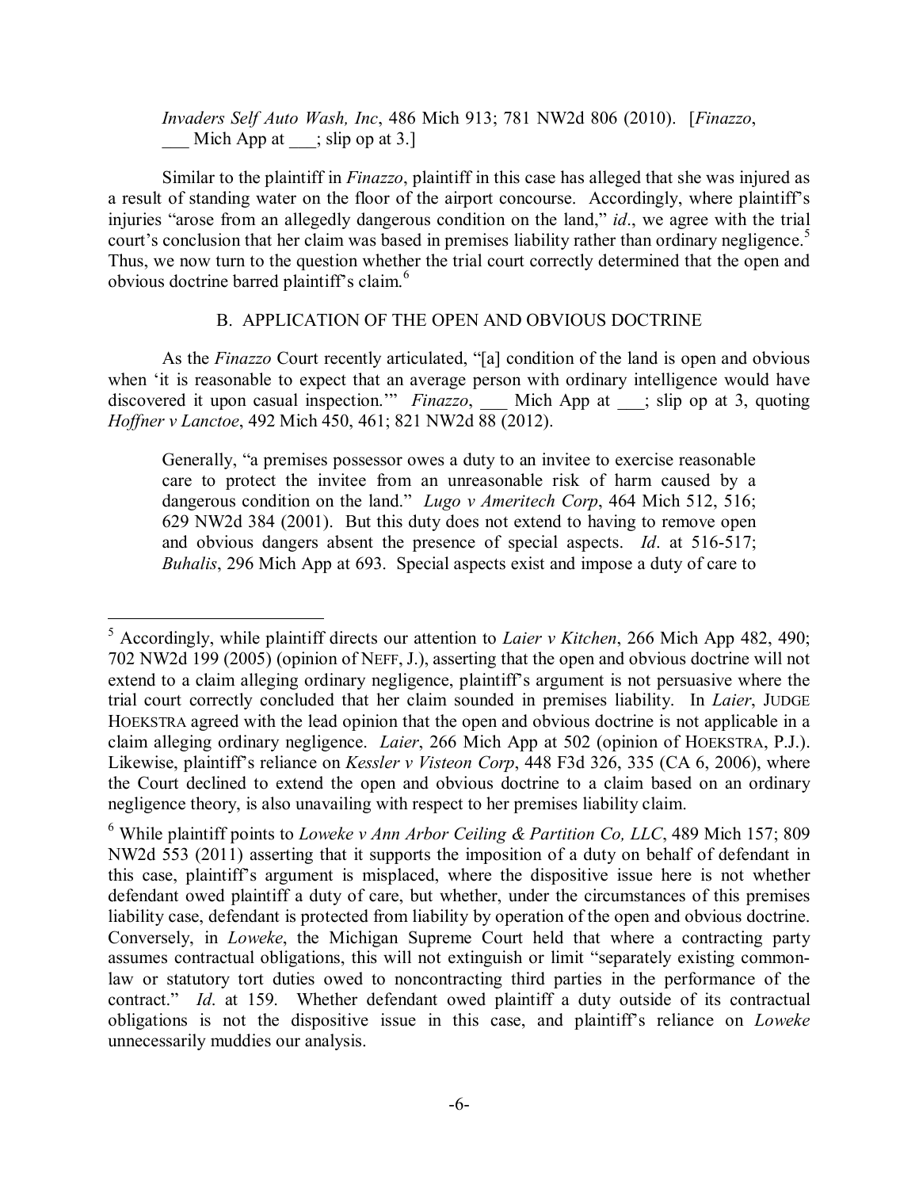> *Invaders Self Auto Wash, Inc*, 486 Mich 913; 781 NW2d 806 (2010). [*Finazzo*, ___ Mich App at ___; slip op at 3.]

Similar to the plaintiff in *Finazzo*, plaintiff in this case has alleged that she was injured as a result of standing water on the floor of the airport concourse. Accordingly, where plaintiff's injuries "arose from an allegedly dangerous condition on the land," *id*., we agree with the trial court's conclusion that her claim was based in premises liability rather than ordinary negligence.[5] Thus, we now turn to the question whether the trial court correctly determined that the open and obvious doctrine barred plaintiff's claim.[6]

### B. APPLICATION OF THE OPEN AND OBVIOUS DOCTRINE

As the *Finazzo* Court recently articulated, "[a] condition of the land is open and obvious when 'it is reasonable to expect that an average person with ordinary intelligence would have discovered it upon casual inspection.'" *Finazzo*, ___ Mich App at ___; slip op at 3, quoting *Hoffner v Lanctoe*, 492 Mich 450, 461; 821 NW2d 88 (2012).

> Generally, "a premises possessor owes a duty to an invitee to exercise reasonable care to protect the invitee from an unreasonable risk of harm caused by a dangerous condition on the land." *Lugo v Ameritech Corp*, 464 Mich 512, 516; 629 NW2d 384 (2001). But this duty does not extend to having to remove open and obvious dangers absent the presence of special aspects. *Id*. at 516-517; *Buhalis*, 296 Mich App at 693. Special aspects exist and impose a duty of care to

---

[5] Accordingly, while plaintiff directs our attention to *Laier v Kitchen*, 266 Mich App 482, 490; 702 NW2d 199 (2005) (opinion of NEFF, J.), asserting that the open and obvious doctrine will not extend to a claim alleging ordinary negligence, plaintiff's argument is not persuasive where the trial court correctly concluded that her claim sounded in premises liability. In *Laier*, JUDGE HOEKSTRA agreed with the lead opinion that the open and obvious doctrine is not applicable in a claim alleging ordinary negligence. *Laier*, 266 Mich App at 502 (opinion of HOEKSTRA, P.J.). Likewise, plaintiff's reliance on *Kessler v Visteon Corp*, 448 F3d 326, 335 (CA 6, 2006), where the Court declined to extend the open and obvious doctrine to a claim based on an ordinary negligence theory, is also unavailing with respect to her premises liability claim.

[6] While plaintiff points to *Loweke v Ann Arbor Ceiling & Partition Co, LLC*, 489 Mich 157; 809 NW2d 553 (2011) asserting that it supports the imposition of a duty on behalf of defendant in this case, plaintiff's argument is misplaced, where the dispositive issue here is not whether defendant owed plaintiff a duty of care, but whether, under the circumstances of this premises liability case, defendant is protected from liability by operation of the open and obvious doctrine. Conversely, in *Loweke*, the Michigan Supreme Court held that where a contracting party assumes contractual obligations, this will not extinguish or limit "separately existing common-law or statutory tort duties owed to noncontracting third parties in the performance of the contract." *Id*. at 159. Whether defendant owed plaintiff a duty outside of its contractual obligations is not the dispositive issue in this case, and plaintiff's reliance on *Loweke* unnecessarily muddies our analysis.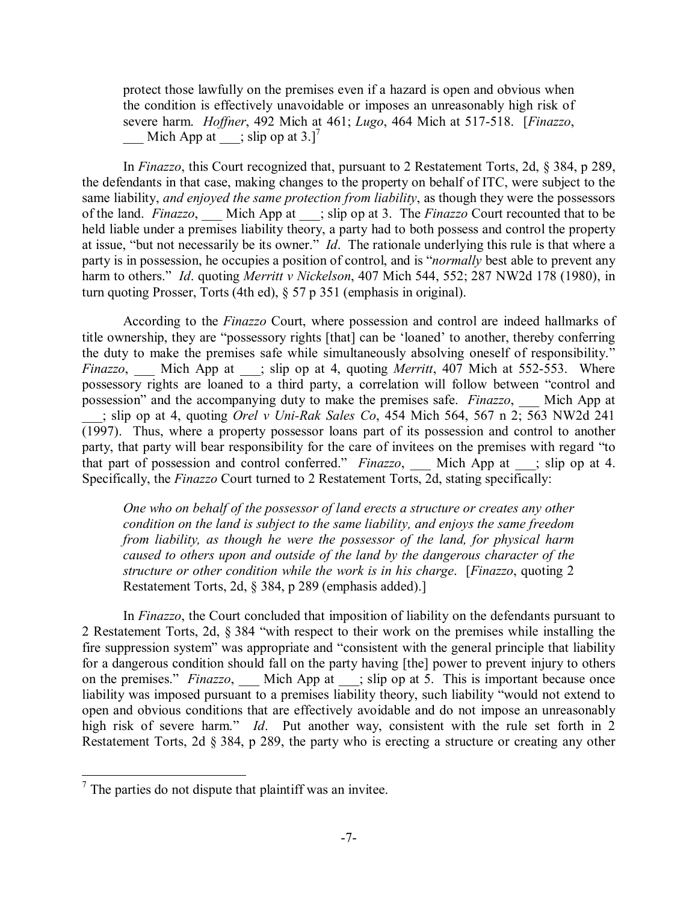> protect those lawfully on the premises even if a hazard is open and obvious when the condition is effectively unavoidable or imposes an unreasonably high risk of severe harm. *Hoffner*, 492 Mich at 461; *Lugo*, 464 Mich at 517-518. [*Finazzo*, ___ Mich App at ___; slip op at 3.][7]

In *Finazzo*, this Court recognized that, pursuant to 2 Restatement Torts, 2d, § 384, p 289, the defendants in that case, making changes to the property on behalf of ITC, were subject to the same liability, *and enjoyed the same protection from liability*, as though they were the possessors of the land. *Finazzo*, ___ Mich App at ___; slip op at 3. The *Finazzo* Court recounted that to be held liable under a premises liability theory, a party had to both possess and control the property at issue, "but not necessarily be its owner." *Id*. The rationale underlying this rule is that where a party is in possession, he occupies a position of control, and is "*normally* best able to prevent any harm to others." *Id*. quoting *Merritt v Nickelson*, 407 Mich 544, 552; 287 NW2d 178 (1980), in turn quoting Prosser, Torts (4th ed), § 57 p 351 (emphasis in original).

According to the *Finazzo* Court, where possession and control are indeed hallmarks of title ownership, they are "possessory rights [that] can be 'loaned' to another, thereby conferring the duty to make the premises safe while simultaneously absolving oneself of responsibility." *Finazzo*, ___ Mich App at ___; slip op at 4, quoting *Merritt*, 407 Mich at 552-553. Where possessory rights are loaned to a third party, a correlation will follow between "control and possession" and the accompanying duty to make the premises safe. *Finazzo*, ___ Mich App at ___; slip op at 4, quoting *Orel v Uni-Rak Sales Co*, 454 Mich 564, 567 n 2; 563 NW2d 241 (1997). Thus, where a property possessor loans part of its possession and control to another party, that party will bear responsibility for the care of invitees on the premises with regard "to that part of possession and control conferred." *Finazzo*, ___ Mich App at ___; slip op at 4. Specifically, the *Finazzo* Court turned to 2 Restatement Torts, 2d, stating specifically:

> *One who on behalf of the possessor of land erects a structure or creates any other condition on the land is subject to the same liability, and enjoys the same freedom from liability, as though he were the possessor of the land, for physical harm caused to others upon and outside of the land by the dangerous character of the structure or other condition while the work is in his charge*. [*Finazzo*, quoting 2 Restatement Torts, 2d, § 384, p 289 (emphasis added).]

In *Finazzo*, the Court concluded that imposition of liability on the defendants pursuant to 2 Restatement Torts, 2d, § 384 "with respect to their work on the premises while installing the fire suppression system" was appropriate and "consistent with the general principle that liability for a dangerous condition should fall on the party having [the] power to prevent injury to others on the premises." *Finazzo*, ___ Mich App at ___; slip op at 5. This is important because once liability was imposed pursuant to a premises liability theory, such liability "would not extend to open and obvious conditions that are effectively avoidable and do not impose an unreasonably high risk of severe harm." *Id*. Put another way, consistent with the rule set forth in 2 Restatement Torts, 2d § 384, p 289, the party who is erecting a structure or creating any other

---

[7] The parties do not dispute that plaintiff was an invitee.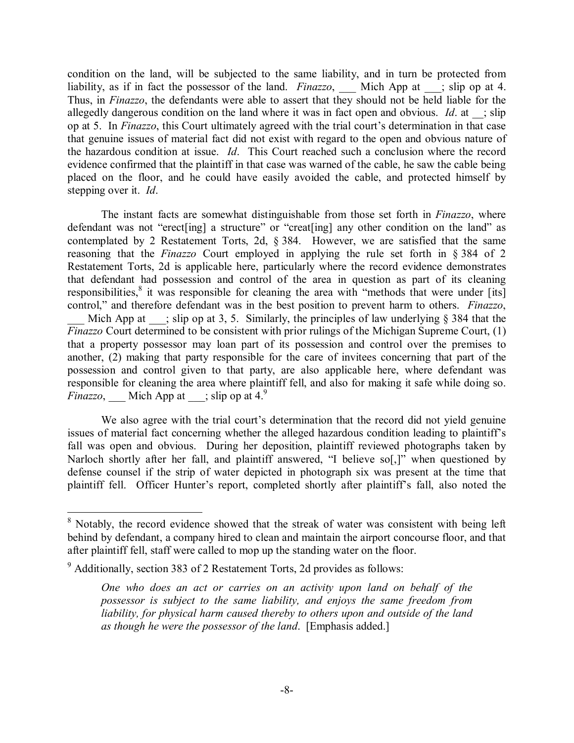condition on the land, will be subjected to the same liability, and in turn be protected from liability, as if in fact the possessor of the land. *Finazzo*, ___ Mich App at ___; slip op at 4. Thus, in *Finazzo*, the defendants were able to assert that they should not be held liable for the allegedly dangerous condition on the land where it was in fact open and obvious. *Id*. at __; slip op at 5. In *Finazzo*, this Court ultimately agreed with the trial court's determination in that case that genuine issues of material fact did not exist with regard to the open and obvious nature of the hazardous condition at issue. *Id*. This Court reached such a conclusion where the record evidence confirmed that the plaintiff in that case was warned of the cable, he saw the cable being placed on the floor, and he could have easily avoided the cable, and protected himself by stepping over it. *Id*.

The instant facts are somewhat distinguishable from those set forth in *Finazzo*, where defendant was not "erect[ing] a structure" or "creat[ing] any other condition on the land" as contemplated by 2 Restatement Torts, 2d, § 384. However, we are satisfied that the same reasoning that the *Finazzo* Court employed in applying the rule set forth in § 384 of 2 Restatement Torts, 2d is applicable here, particularly where the record evidence demonstrates that defendant had possession and control of the area in question as part of its cleaning responsibilities,[8] it was responsible for cleaning the area with "methods that were under [its] control," and therefore defendant was in the best position to prevent harm to others. *Finazzo*, ___ Mich App at ___; slip op at 3, 5. Similarly, the principles of law underlying § 384 that the *Finazzo* Court determined to be consistent with prior rulings of the Michigan Supreme Court, (1) that a property possessor may loan part of its possession and control over the premises to another, (2) making that party responsible for the care of invitees concerning that part of the possession and control given to that party, are also applicable here, where defendant was responsible for cleaning the area where plaintiff fell, and also for making it safe while doing so. *Finazzo*, ___ Mich App at ___; slip op at 4.[9]

We also agree with the trial court's determination that the record did not yield genuine issues of material fact concerning whether the alleged hazardous condition leading to plaintiff's fall was open and obvious. During her deposition, plaintiff reviewed photographs taken by Narloch shortly after her fall, and plaintiff answered, "I believe so[,]" when questioned by defense counsel if the strip of water depicted in photograph six was present at the time that plaintiff fell. Officer Hunter's report, completed shortly after plaintiff's fall, also noted the

---

[8] Notably, the record evidence showed that the streak of water was consistent with being left behind by defendant, a company hired to clean and maintain the airport concourse floor, and that after plaintiff fell, staff were called to mop up the standing water on the floor.

[9] Additionally, section 383 of 2 Restatement Torts, 2d provides as follows:

> *One who does an act or carries on an activity upon land on behalf of the possessor is subject to the same liability, and enjoys the same freedom from liability, for physical harm caused thereby to others upon and outside of the land as though he were the possessor of the land*. [Emphasis added.]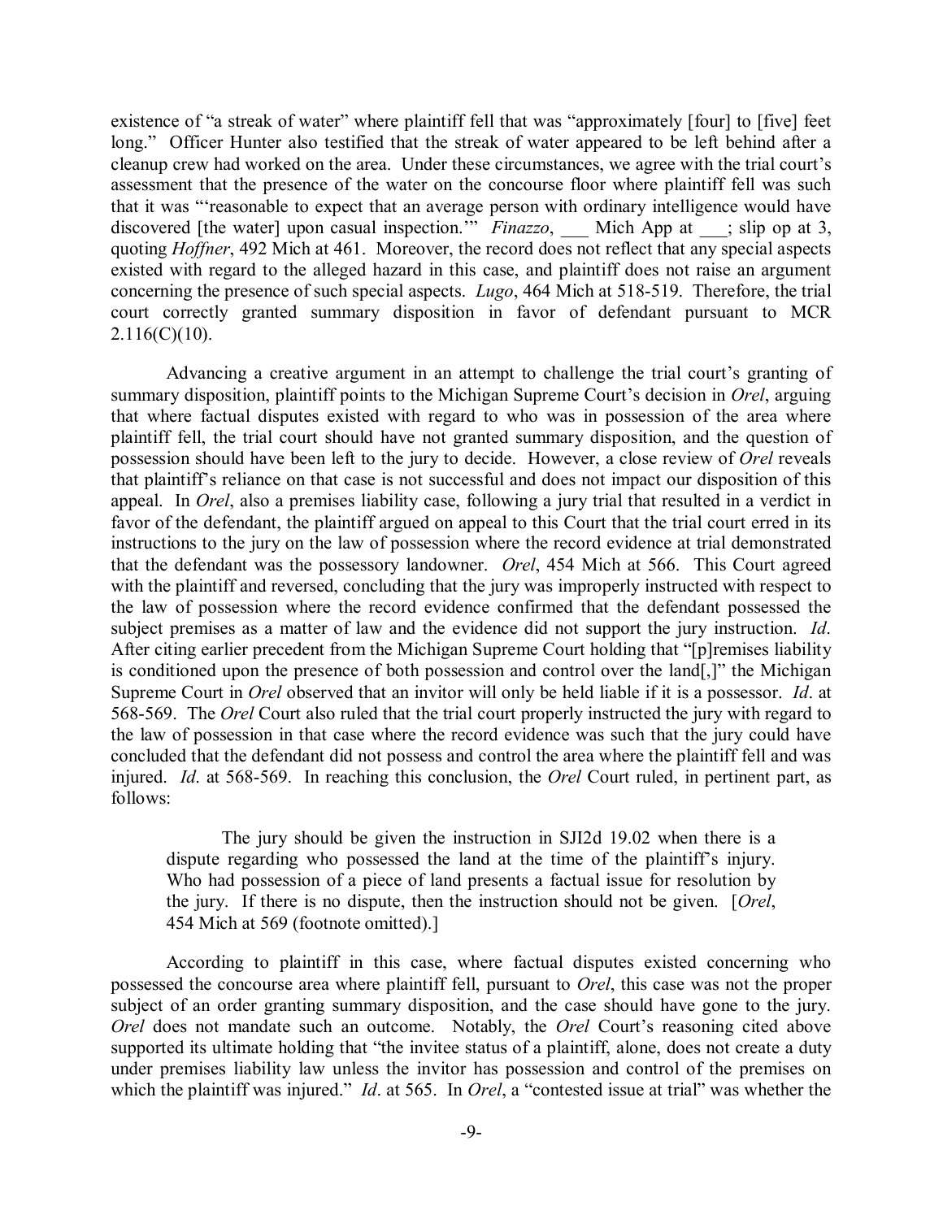existence of "a streak of water" where plaintiff fell that was "approximately [four] to [five] feet long." Officer Hunter also testified that the streak of water appeared to be left behind after a cleanup crew had worked on the area. Under these circumstances, we agree with the trial court's assessment that the presence of the water on the concourse floor where plaintiff fell was such that it was "'reasonable to expect that an average person with ordinary intelligence would have discovered [the water] upon casual inspection.'" *Finazzo*, ___ Mich App at ___; slip op at 3, quoting *Hoffner*, 492 Mich at 461. Moreover, the record does not reflect that any special aspects existed with regard to the alleged hazard in this case, and plaintiff does not raise an argument concerning the presence of such special aspects. *Lugo*, 464 Mich at 518-519. Therefore, the trial court correctly granted summary disposition in favor of defendant pursuant to MCR 2.116(C)(10).

Advancing a creative argument in an attempt to challenge the trial court's granting of summary disposition, plaintiff points to the Michigan Supreme Court's decision in *Orel*, arguing that where factual disputes existed with regard to who was in possession of the area where plaintiff fell, the trial court should have not granted summary disposition, and the question of possession should have been left to the jury to decide. However, a close review of *Orel* reveals that plaintiff's reliance on that case is not successful and does not impact our disposition of this appeal. In *Orel*, also a premises liability case, following a jury trial that resulted in a verdict in favor of the defendant, the plaintiff argued on appeal to this Court that the trial court erred in its instructions to the jury on the law of possession where the record evidence at trial demonstrated that the defendant was the possessory landowner. *Orel*, 454 Mich at 566. This Court agreed with the plaintiff and reversed, concluding that the jury was improperly instructed with respect to the law of possession where the record evidence confirmed that the defendant possessed the subject premises as a matter of law and the evidence did not support the jury instruction. *Id*. After citing earlier precedent from the Michigan Supreme Court holding that "[p]remises liability is conditioned upon the presence of both possession and control over the land[,]" the Michigan Supreme Court in *Orel* observed that an invitor will only be held liable if it is a possessor. *Id*. at 568-569. The *Orel* Court also ruled that the trial court properly instructed the jury with regard to the law of possession in that case where the record evidence was such that the jury could have concluded that the defendant did not possess and control the area where the plaintiff fell and was injured. *Id*. at 568-569. In reaching this conclusion, the *Orel* Court ruled, in pertinent part, as follows:

> The jury should be given the instruction in SJI2d 19.02 when there is a dispute regarding who possessed the land at the time of the plaintiff's injury. Who had possession of a piece of land presents a factual issue for resolution by the jury. If there is no dispute, then the instruction should not be given. [*Orel*, 454 Mich at 569 (footnote omitted).]

According to plaintiff in this case, where factual disputes existed concerning who possessed the concourse area where plaintiff fell, pursuant to *Orel*, this case was not the proper subject of an order granting summary disposition, and the case should have gone to the jury. *Orel* does not mandate such an outcome. Notably, the *Orel* Court's reasoning cited above supported its ultimate holding that "the invitee status of a plaintiff, alone, does not create a duty under premises liability law unless the invitor has possession and control of the premises on which the plaintiff was injured." *Id*. at 565. In *Orel*, a "contested issue at trial" was whether the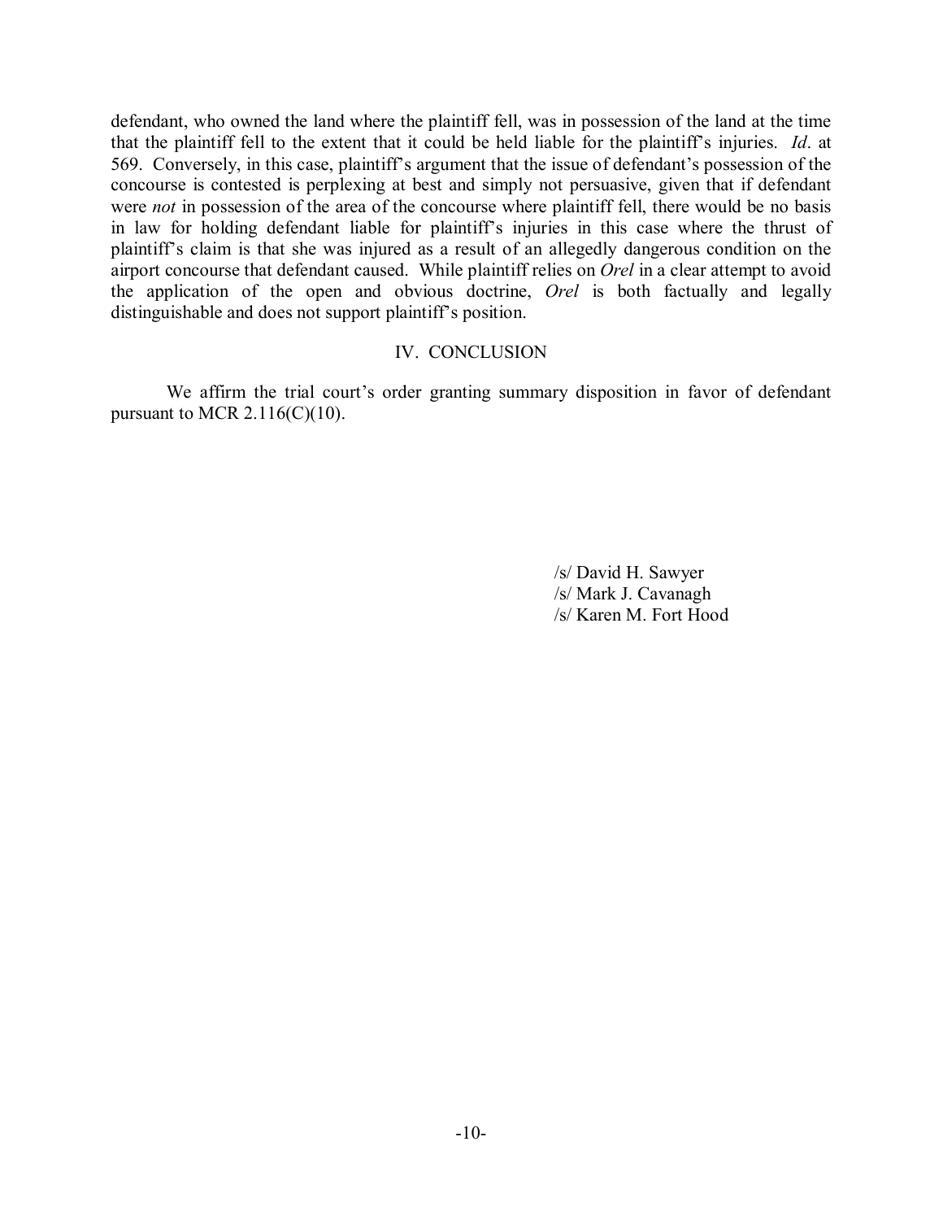defendant, who owned the land where the plaintiff fell, was in possession of the land at the time that the plaintiff fell to the extent that it could be held liable for the plaintiff's injuries. *Id*. at 569. Conversely, in this case, plaintiff's argument that the issue of defendant's possession of the concourse is contested is perplexing at best and simply not persuasive, given that if defendant were *not* in possession of the area of the concourse where plaintiff fell, there would be no basis in law for holding defendant liable for plaintiff's injuries in this case where the thrust of plaintiff's claim is that she was injured as a result of an allegedly dangerous condition on the airport concourse that defendant caused. While plaintiff relies on *Orel* in a clear attempt to avoid the application of the open and obvious doctrine, *Orel* is both factually and legally distinguishable and does not support plaintiff's position.

## IV. CONCLUSION

We affirm the trial court's order granting summary disposition in favor of defendant pursuant to MCR 2.116(C)(10).

/s/ David H. Sawyer
/s/ Mark J. Cavanagh
/s/ Karen M. Fort Hood